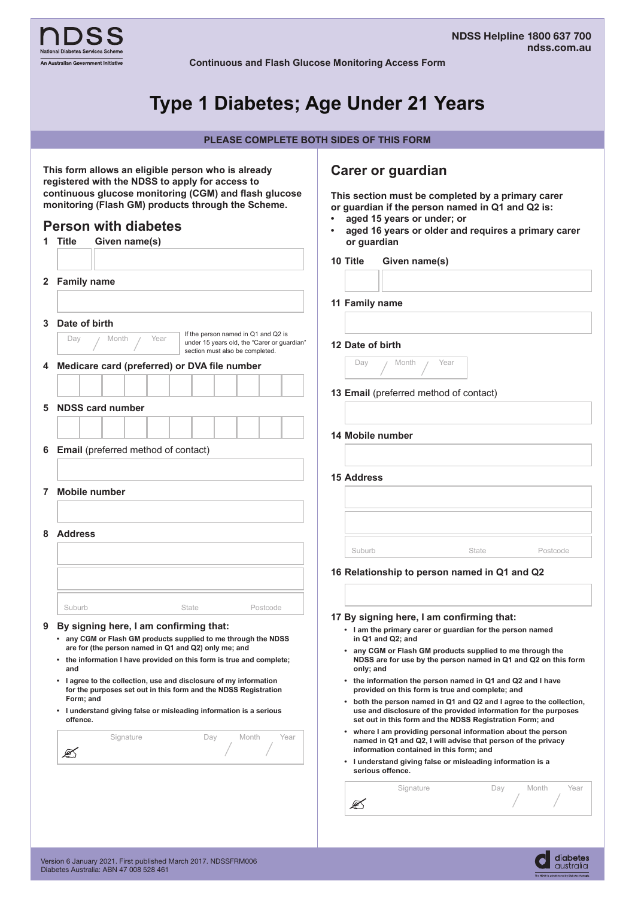NDSS Helpline 1800 637 700
ndss.com.au

Continuous and Flash Glucose Monitoring Access Form

# Type 1 Diabetes; Age Under 21 Years

**PLEASE COMPLETE BOTH SIDES OF THIS FORM**

**This form allows an eligible person who is already registered with the NDSS to apply for access to continuous glucose monitoring (CGM) and flash glucose monitoring (Flash GM) products through the Scheme.**

## Person with diabetes

**1 Title** **Given name(s)**

**2 Family name**

**3 Date of birth**

Day / Month / Year

If the person named in Q1 and Q2 is under 15 years old, the "Carer or guardian" section must also be completed.

**4 Medicare card (preferred) or DVA file number**

**5 NDSS card number**

**6 Email** (preferred method of contact)

**7 Mobile number**

**8 Address**

Suburb State Postcode

**9 By signing here, I am confirming that:**

- **any CGM or Flash GM products supplied to me through the NDSS are for (the person named in Q1 and Q2) only me; and**
- **the information I have provided on this form is true and complete; and**
- **I agree to the collection, use and disclosure of my information for the purposes set out in this form and the NDSS Registration Form; and**
- **I understand giving false or misleading information is a serious offence.**

Signature Day / Month / Year

## Carer or guardian

**This section must be completed by a primary carer or guardian if the person named in Q1 and Q2 is:**

- **aged 15 years or under; or**
- **aged 16 years or older and requires a primary carer or guardian**

**10 Title** **Given name(s)**

**11 Family name**

**12 Date of birth**

Day / Month / Year

**13 Email** (preferred method of contact)

**14 Mobile number**

**15 Address**

Suburb State Postcode

**16 Relationship to person named in Q1 and Q2**

**17 By signing here, I am confirming that:**

- **I am the primary carer or guardian for the person named in Q1 and Q2; and**
- **any CGM or Flash GM products supplied to me through the NDSS are for use by the person named in Q1 and Q2 on this form only; and**
- **the information the person named in Q1 and Q2 and I have provided on this form is true and complete; and**
- **both the person named in Q1 and Q2 and I agree to the collection, use and disclosure of the provided information for the purposes set out in this form and the NDSS Registration Form; and**
- **where I am providing personal information about the person named in Q1 and Q2, I will advise that person of the privacy information contained in this form; and**
- **I understand giving false or misleading information is a serious offence.**

Signature Day / Month / Year

Version 6 January 2021. First published March 2017. NDSSFRM006
Diabetes Australia: ABN 47 008 528 461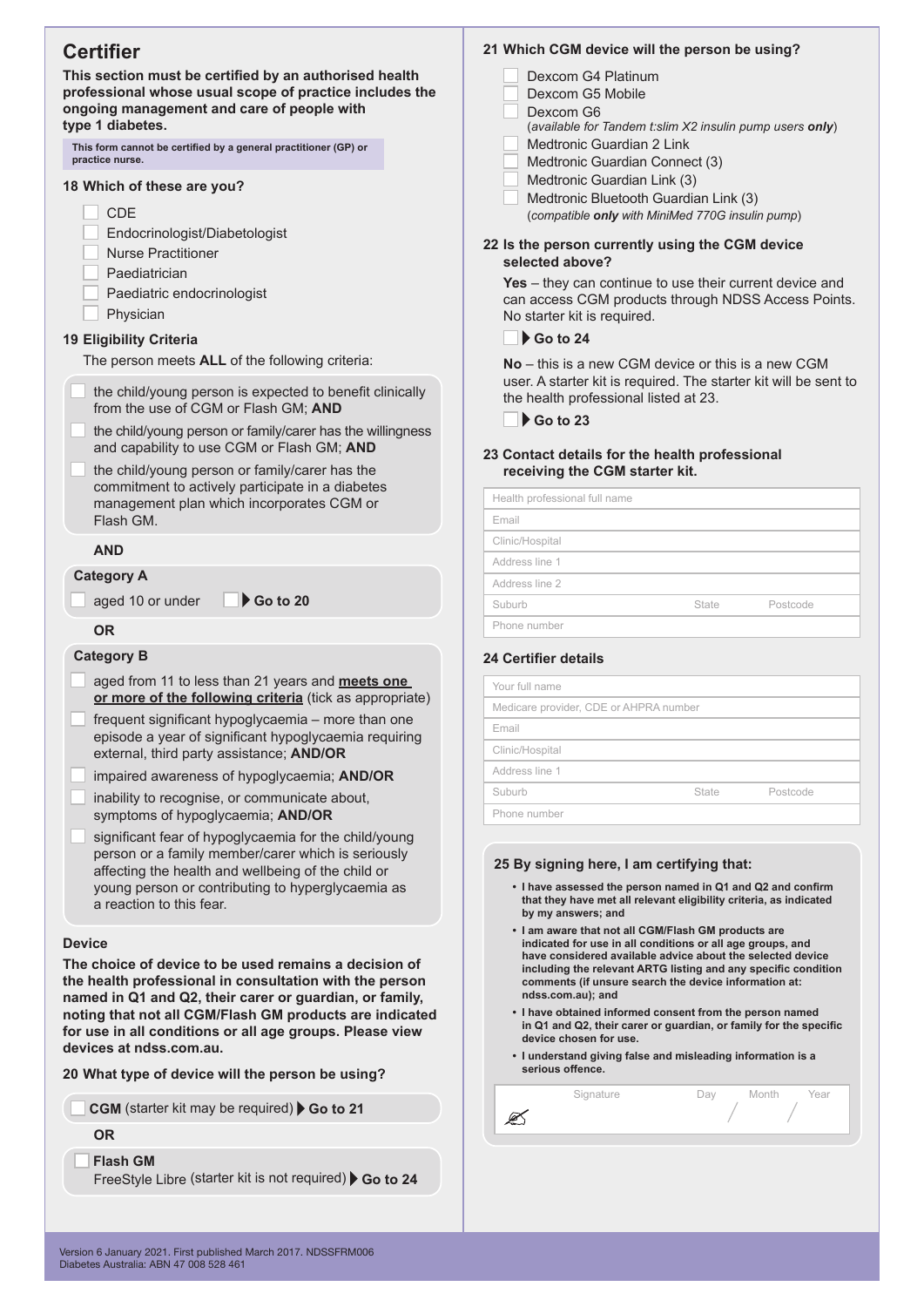## Certifier

**This section must be certified by an authorised health professional whose usual scope of practice includes the ongoing management and care of people with type 1 diabetes.**

**This form cannot be certified by a general practitioner (GP) or practice nurse.**

### 18 Which of these are you?

- ☐ CDE
- ☐ Endocrinologist/Diabetologist
- ☐ Nurse Practitioner
- ☐ Paediatrician
- ☐ Paediatric endocrinologist
- ☐ Physician

### 19 Eligibility Criteria

The person meets **ALL** of the following criteria:

- ☐ the child/young person is expected to benefit clinically from the use of CGM or Flash GM; **AND**
- ☐ the child/young person or family/carer has the willingness and capability to use CGM or Flash GM; **AND**
- ☐ the child/young person or family/carer has the commitment to actively participate in a diabetes management plan which incorporates CGM or Flash GM.

**AND**

**Category A**

- ☐ aged 10 or under ☐ **Go to 20**

**OR**

**Category B**

- ☐ aged from 11 to less than 21 years and **meets one or more of the following criteria** (tick as appropriate)
- ☐ frequent significant hypoglycaemia – more than one episode a year of significant hypoglycaemia requiring external, third party assistance; **AND/OR**
- ☐ impaired awareness of hypoglycaemia; **AND/OR**
- ☐ inability to recognise, or communicate about, symptoms of hypoglycaemia; **AND/OR**
- ☐ significant fear of hypoglycaemia for the child/young person or a family member/carer which is seriously affecting the health and wellbeing of the child or young person or contributing to hyperglycaemia as a reaction to this fear.

### Device

**The choice of device to be used remains a decision of the health professional in consultation with the person named in Q1 and Q2, their carer or guardian, or family, noting that not all CGM/Flash GM products are indicated for use in all conditions or all age groups. Please view devices at ndss.com.au.**

### 20 What type of device will the person be using?

- ☐ **CGM** (starter kit may be required) **Go to 21**

**OR**

- ☐ **Flash GM**
  FreeStyle Libre (starter kit is not required) **Go to 24**

### 21 Which CGM device will the person be using?

- ☐ Dexcom G4 Platinum
- ☐ Dexcom G5 Mobile
- ☐ Dexcom G6
  (*available for Tandem t:slim X2 insulin pump users **only***)
- ☐ Medtronic Guardian 2 Link
- ☐ Medtronic Guardian Connect (3)
- ☐ Medtronic Guardian Link (3)
- ☐ Medtronic Bluetooth Guardian Link (3)
  (*compatible **only** with MiniMed 770G insulin pump*)

### 22 Is the person currently using the CGM device selected above?

**Yes** – they can continue to use their current device and can access CGM products through NDSS Access Points. No starter kit is required.

☐ **Go to 24**

**No** – this is a new CGM device or this is a new CGM user. A starter kit is required. The starter kit will be sent to the health professional listed at 23.

☐ **Go to 23**

### 23 Contact details for the health professional receiving the CGM starter kit.

| | | |
|---|---|---|
| Health professional full name | | |
| Email | | |
| Clinic/Hospital | | |
| Address line 1 | | |
| Address line 2 | | |
| Suburb | State | Postcode |
| Phone number | | |

### 24 Certifier details

| | | |
|---|---|---|
| Your full name | | |
| Medicare provider, CDE or AHPRA number | | |
| Email | | |
| Clinic/Hospital | | |
| Address line 1 | | |
| Suburb | State | Postcode |
| Phone number | | |

### 25 By signing here, I am certifying that:

- **I have assessed the person named in Q1 and Q2 and confirm that they have met all relevant eligibility criteria, as indicated by my answers; and**
- **I am aware that not all CGM/Flash GM products are indicated for use in all conditions or all age groups, and have considered available advice about the selected device including the relevant ARTG listing and any specific condition comments (if unsure search the device information at: ndss.com.au); and**
- **I have obtained informed consent from the person named in Q1 and Q2, their carer or guardian, or family for the specific device chosen for use.**
- **I understand giving false and misleading information is a serious offence.**

| | | | |
|---|---|---|---|
| Signature | Day | Month | Year |
| | / | / | |

Version 6 January 2021. First published March 2017. NDSSFRM006
Diabetes Australia: ABN 47 008 528 461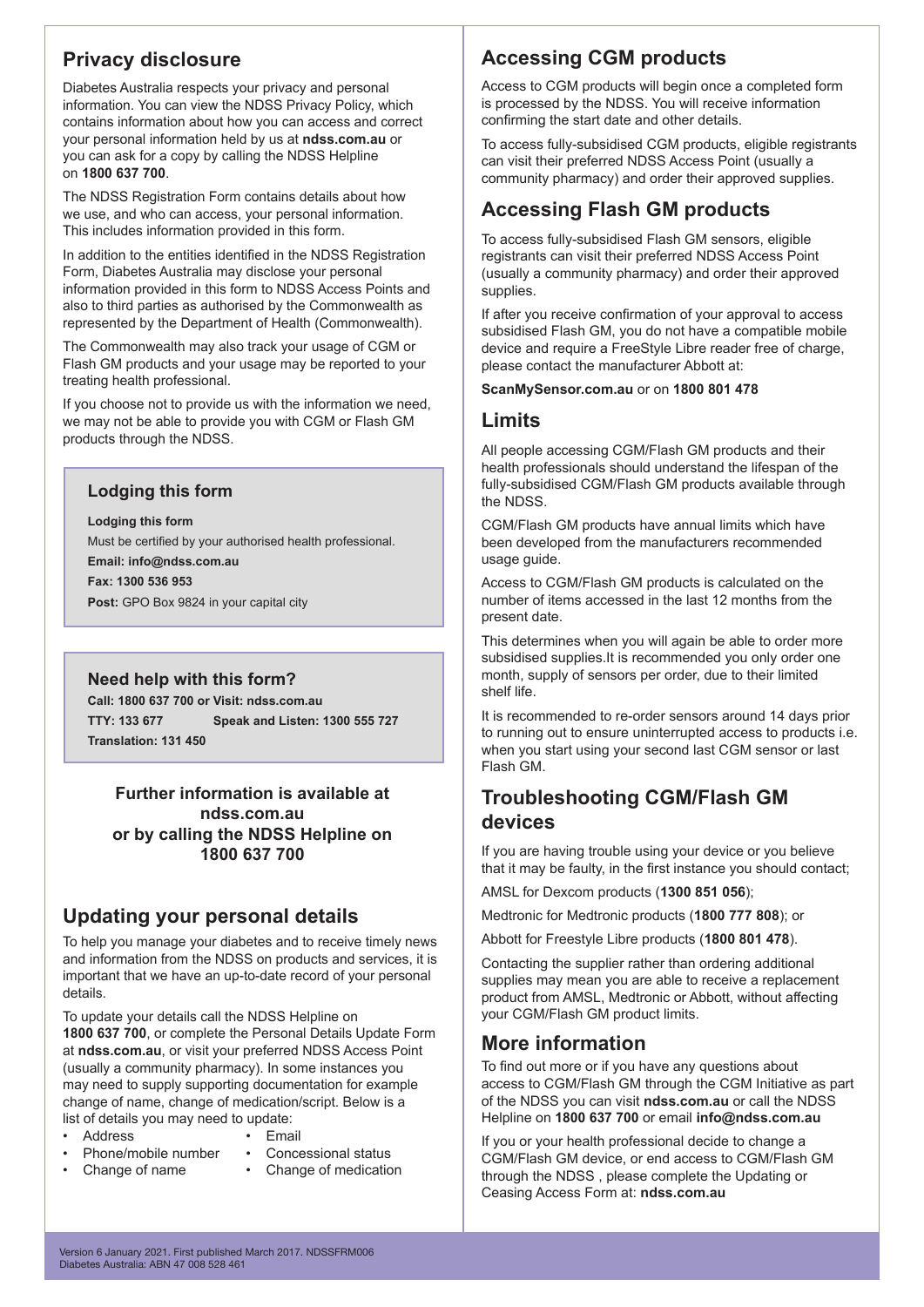## Privacy disclosure

Diabetes Australia respects your privacy and personal information. You can view the NDSS Privacy Policy, which contains information about how you can access and correct your personal information held by us at **ndss.com.au** or you can ask for a copy by calling the NDSS Helpline on **1800 637 700**.

The NDSS Registration Form contains details about how we use, and who can access, your personal information. This includes information provided in this form.

In addition to the entities identified in the NDSS Registration Form, Diabetes Australia may disclose your personal information provided in this form to NDSS Access Points and also to third parties as authorised by the Commonwealth as represented by the Department of Health (Commonwealth).

The Commonwealth may also track your usage of CGM or Flash GM products and your usage may be reported to your treating health professional.

If you choose not to provide us with the information we need, we may not be able to provide you with CGM or Flash GM products through the NDSS.

### Lodging this form

**Lodging this form**

Must be certified by your authorised health professional.

**Email: info@ndss.com.au**

**Fax: 1300 536 953**

**Post:** GPO Box 9824 in your capital city

### Need help with this form?

**Call: 1800 637 700 or Visit: ndss.com.au**

**TTY: 133 677** **Speak and Listen: 1300 555 727**

**Translation: 131 450**

**Further information is available at ndss.com.au or by calling the NDSS Helpline on 1800 637 700**

## Updating your personal details

To help you manage your diabetes and to receive timely news and information from the NDSS on products and services, it is important that we have an up-to-date record of your personal details.

To update your details call the NDSS Helpline on **1800 637 700**, or complete the Personal Details Update Form at **ndss.com.au**, or visit your preferred NDSS Access Point (usually a community pharmacy). In some instances you may need to supply supporting documentation for example change of name, change of medication/script. Below is a list of details you may need to update:

- Address
- Phone/mobile number
- Change of name
- Email
- Concessional status
- Change of medication

## Accessing CGM products

Access to CGM products will begin once a completed form is processed by the NDSS. You will receive information confirming the start date and other details.

To access fully-subsidised CGM products, eligible registrants can visit their preferred NDSS Access Point (usually a community pharmacy) and order their approved supplies.

## Accessing Flash GM products

To access fully-subsidised Flash GM sensors, eligible registrants can visit their preferred NDSS Access Point (usually a community pharmacy) and order their approved supplies.

If after you receive confirmation of your approval to access subsidised Flash GM, you do not have a compatible mobile device and require a FreeStyle Libre reader free of charge, please contact the manufacturer Abbott at:

**ScanMySensor.com.au** or on **1800 801 478**

## Limits

All people accessing CGM/Flash GM products and their health professionals should understand the lifespan of the fully-subsidised CGM/Flash GM products available through the NDSS.

CGM/Flash GM products have annual limits which have been developed from the manufacturers recommended usage guide.

Access to CGM/Flash GM products is calculated on the number of items accessed in the last 12 months from the present date.

This determines when you will again be able to order more subsidised supplies.It is recommended you only order one month, supply of sensors per order, due to their limited shelf life.

It is recommended to re-order sensors around 14 days prior to running out to ensure uninterrupted access to products i.e. when you start using your second last CGM sensor or last Flash GM.

## Troubleshooting CGM/Flash GM devices

If you are having trouble using your device or you believe that it may be faulty, in the first instance you should contact;

AMSL for Dexcom products (**1300 851 056**);

Medtronic for Medtronic products (**1800 777 808**); or

Abbott for Freestyle Libre products (**1800 801 478**).

Contacting the supplier rather than ordering additional supplies may mean you are able to receive a replacement product from AMSL, Medtronic or Abbott, without affecting your CGM/Flash GM product limits.

## More information

To find out more or if you have any questions about access to CGM/Flash GM through the CGM Initiative as part of the NDSS you can visit **ndss.com.au** or call the NDSS Helpline on **1800 637 700** or email **info@ndss.com.au**

If you or your health professional decide to change a CGM/Flash GM device, or end access to CGM/Flash GM through the NDSS , please complete the Updating or Ceasing Access Form at: **ndss.com.au**

Version 6 January 2021. First published March 2017. NDSSFRM006
Diabetes Australia: ABN 47 008 528 461